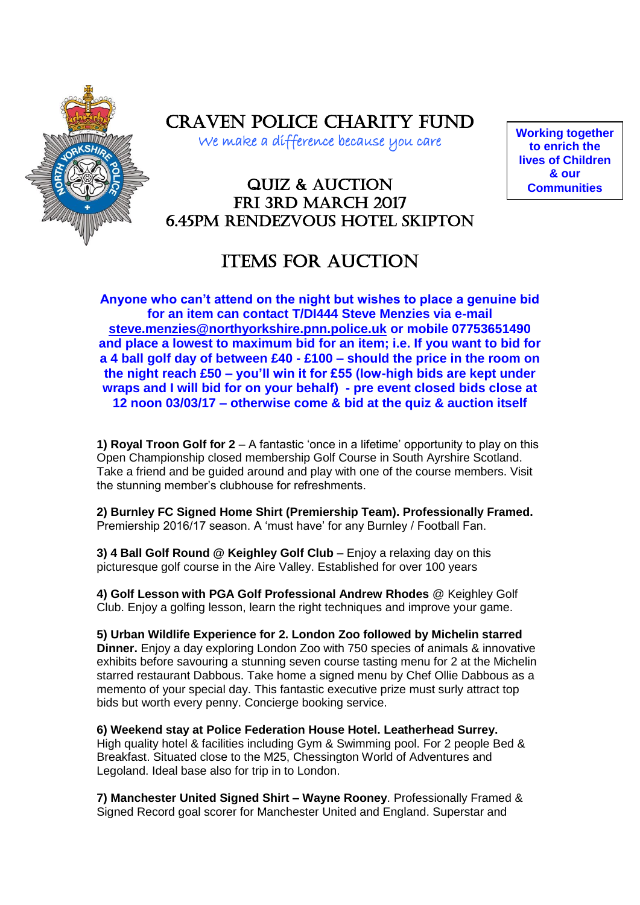# CRAVEN POLICE CHARITY FUND

*We make a difference because you care*

**Working together to enrich the lives of Children & our Communities**

## QUIZ & AUCTION
## FRI 3RD MARCH 2017
## 6.45PM RENDEZVOUS HOTEL SKIPTON

# ITEMS FOR AUCTION

**Anyone who can't attend on the night but wishes to place a genuine bid for an item can contact T/DI444 Steve Menzies via e-mail steve.menzies@northyorkshire.pnn.police.uk or mobile 07753651490 and place a lowest to maximum bid for an item; i.e. If you want to bid for a 4 ball golf day of between £40 - £100 – should the price in the room on the night reach £50 – you'll win it for £55 (low-high bids are kept under wraps and I will bid for on your behalf) - pre event closed bids close at 12 noon 03/03/17 – otherwise come & bid at the quiz & auction itself**

**1) Royal Troon Golf for 2** – A fantastic 'once in a lifetime' opportunity to play on this Open Championship closed membership Golf Course in South Ayrshire Scotland. Take a friend and be guided around and play with one of the course members. Visit the stunning member's clubhouse for refreshments.

**2) Burnley FC Signed Home Shirt (Premiership Team). Professionally Framed.** Premiership 2016/17 season. A 'must have' for any Burnley / Football Fan.

**3) 4 Ball Golf Round @ Keighley Golf Club** – Enjoy a relaxing day on this picturesque golf course in the Aire Valley. Established for over 100 years

**4) Golf Lesson with PGA Golf Professional Andrew Rhodes** @ Keighley Golf Club. Enjoy a golfing lesson, learn the right techniques and improve your game.

**5) Urban Wildlife Experience for 2. London Zoo followed by Michelin starred Dinner.** Enjoy a day exploring London Zoo with 750 species of animals & innovative exhibits before savouring a stunning seven course tasting menu for 2 at the Michelin starred restaurant Dabbous. Take home a signed menu by Chef Ollie Dabbous as a memento of your special day. This fantastic executive prize must surly attract top bids but worth every penny. Concierge booking service.

**6) Weekend stay at Police Federation House Hotel. Leatherhead Surrey.** High quality hotel & facilities including Gym & Swimming pool. For 2 people Bed & Breakfast. Situated close to the M25, Chessington World of Adventures and Legoland. Ideal base also for trip in to London.

**7) Manchester United Signed Shirt – Wayne Rooney**. Professionally Framed & Signed Record goal scorer for Manchester United and England. Superstar and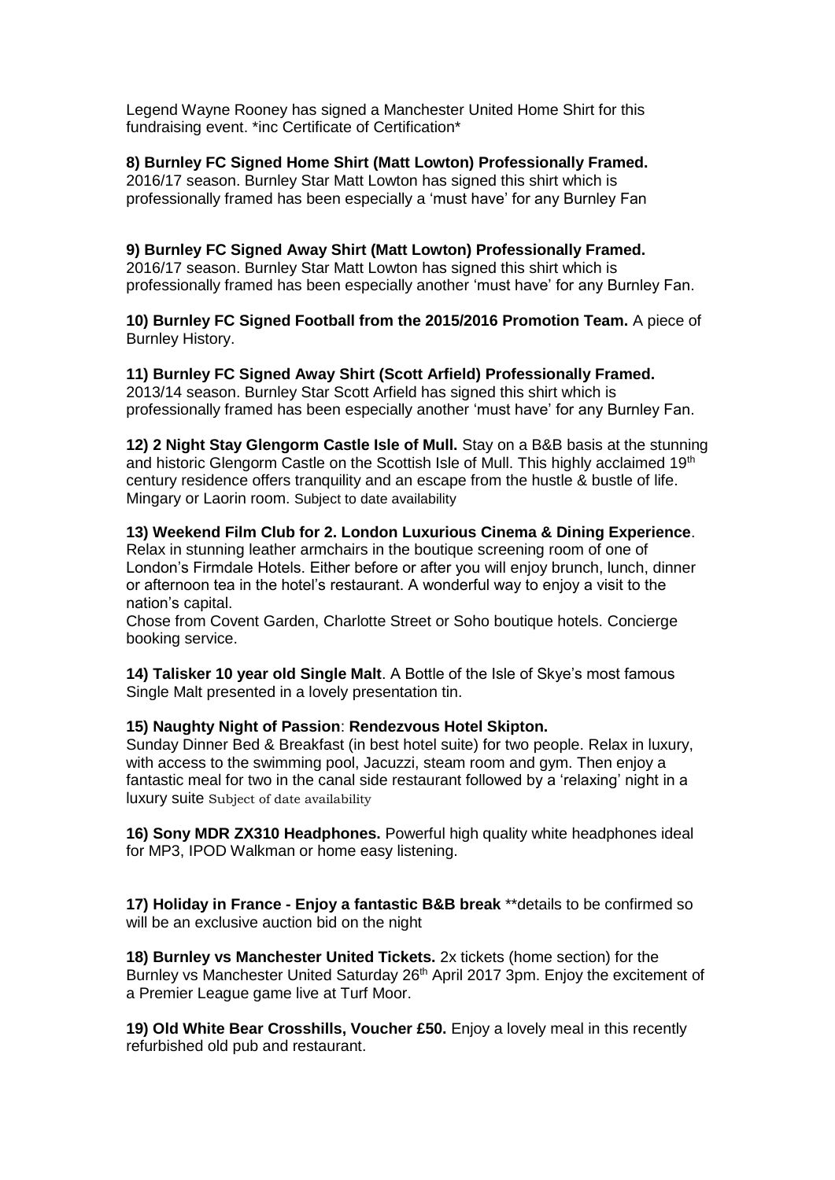Legend Wayne Rooney has signed a Manchester United Home Shirt for this fundraising event. *inc Certificate of Certification*

**8) Burnley FC Signed Home Shirt (Matt Lowton) Professionally Framed.** 2016/17 season. Burnley Star Matt Lowton has signed this shirt which is professionally framed has been especially a 'must have' for any Burnley Fan

**9) Burnley FC Signed Away Shirt (Matt Lowton) Professionally Framed.** 2016/17 season. Burnley Star Matt Lowton has signed this shirt which is professionally framed has been especially another 'must have' for any Burnley Fan.

**10) Burnley FC Signed Football from the 2015/2016 Promotion Team.** A piece of Burnley History.

**11) Burnley FC Signed Away Shirt (Scott Arfield) Professionally Framed.** 2013/14 season. Burnley Star Scott Arfield has signed this shirt which is professionally framed has been especially another 'must have' for any Burnley Fan.

**12) 2 Night Stay Glengorm Castle Isle of Mull.** Stay on a B&B basis at the stunning and historic Glengorm Castle on the Scottish Isle of Mull. This highly acclaimed 19th century residence offers tranquility and an escape from the hustle & bustle of life. Mingary or Laorin room. Subject to date availability

**13) Weekend Film Club for 2. London Luxurious Cinema & Dining Experience**. Relax in stunning leather armchairs in the boutique screening room of one of London's Firmdale Hotels. Either before or after you will enjoy brunch, lunch, dinner or afternoon tea in the hotel's restaurant. A wonderful way to enjoy a visit to the nation's capital.

Chose from Covent Garden, Charlotte Street or Soho boutique hotels. Concierge booking service.

**14) Talisker 10 year old Single Malt**. A Bottle of the Isle of Skye's most famous Single Malt presented in a lovely presentation tin.

**15) Naughty Night of Passion**: **Rendezvous Hotel Skipton.**

Sunday Dinner Bed & Breakfast (in best hotel suite) for two people. Relax in luxury, with access to the swimming pool, Jacuzzi, steam room and gym. Then enjoy a fantastic meal for two in the canal side restaurant followed by a 'relaxing' night in a luxury suite Subject of date availability

**16) Sony MDR ZX310 Headphones.** Powerful high quality white headphones ideal for MP3, IPOD Walkman or home easy listening.

**17) Holiday in France - Enjoy a fantastic B&B break** **details to be confirmed so will be an exclusive auction bid on the night

**18) Burnley vs Manchester United Tickets.** 2x tickets (home section) for the Burnley vs Manchester United Saturday 26th April 2017 3pm. Enjoy the excitement of a Premier League game live at Turf Moor.

**19) Old White Bear Crosshills, Voucher £50.** Enjoy a lovely meal in this recently refurbished old pub and restaurant.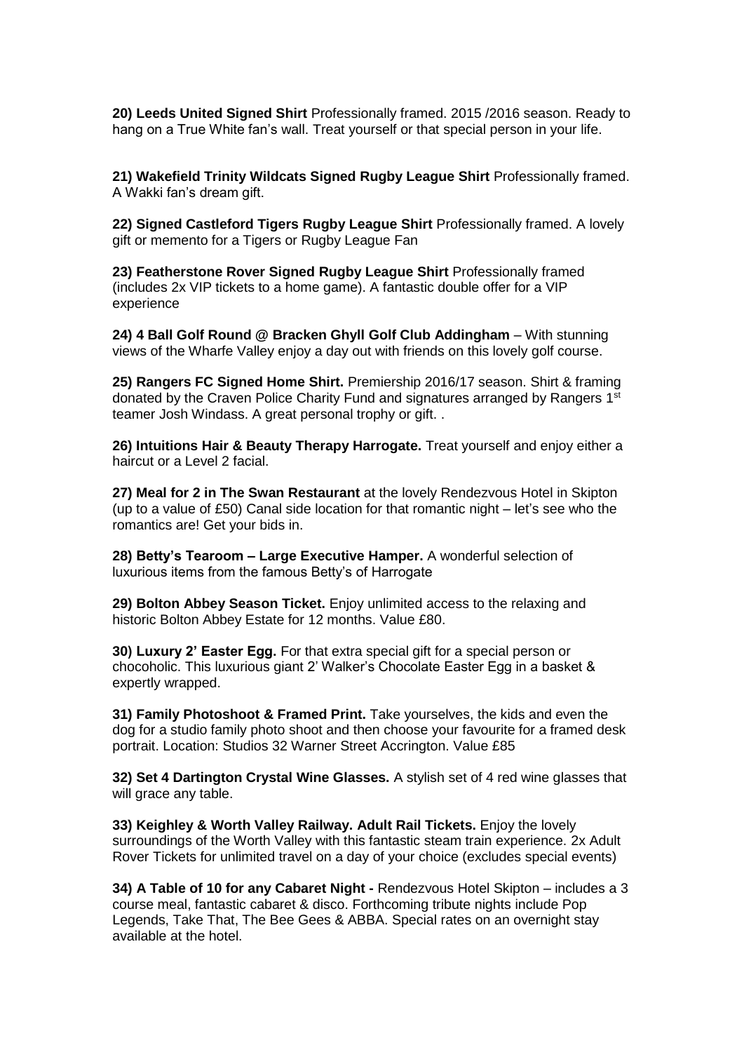**20) Leeds United Signed Shirt** Professionally framed. 2015 /2016 season. Ready to hang on a True White fan's wall. Treat yourself or that special person in your life.

**21) Wakefield Trinity Wildcats Signed Rugby League Shirt** Professionally framed. A Wakki fan's dream gift.

**22) Signed Castleford Tigers Rugby League Shirt** Professionally framed. A lovely gift or memento for a Tigers or Rugby League Fan

**23) Featherstone Rover Signed Rugby League Shirt** Professionally framed (includes 2x VIP tickets to a home game). A fantastic double offer for a VIP experience

**24) 4 Ball Golf Round @ Bracken Ghyll Golf Club Addingham** – With stunning views of the Wharfe Valley enjoy a day out with friends on this lovely golf course.

**25) Rangers FC Signed Home Shirt.** Premiership 2016/17 season. Shirt & framing donated by the Craven Police Charity Fund and signatures arranged by Rangers 1st teamer Josh Windass. A great personal trophy or gift. .

**26) Intuitions Hair & Beauty Therapy Harrogate.** Treat yourself and enjoy either a haircut or a Level 2 facial.

**27) Meal for 2 in The Swan Restaurant** at the lovely Rendezvous Hotel in Skipton (up to a value of £50) Canal side location for that romantic night – let's see who the romantics are! Get your bids in.

**28) Betty's Tearoom – Large Executive Hamper.** A wonderful selection of luxurious items from the famous Betty's of Harrogate

**29) Bolton Abbey Season Ticket.** Enjoy unlimited access to the relaxing and historic Bolton Abbey Estate for 12 months. Value £80.

**30) Luxury 2' Easter Egg.** For that extra special gift for a special person or chocoholic. This luxurious giant 2' Walker's Chocolate Easter Egg in a basket & expertly wrapped.

**31) Family Photoshoot & Framed Print.** Take yourselves, the kids and even the dog for a studio family photo shoot and then choose your favourite for a framed desk portrait. Location: Studios 32 Warner Street Accrington. Value £85

**32) Set 4 Dartington Crystal Wine Glasses.** A stylish set of 4 red wine glasses that will grace any table.

**33) Keighley & Worth Valley Railway. Adult Rail Tickets.** Enjoy the lovely surroundings of the Worth Valley with this fantastic steam train experience. 2x Adult Rover Tickets for unlimited travel on a day of your choice (excludes special events)

**34) A Table of 10 for any Cabaret Night -** Rendezvous Hotel Skipton – includes a 3 course meal, fantastic cabaret & disco. Forthcoming tribute nights include Pop Legends, Take That, The Bee Gees & ABBA. Special rates on an overnight stay available at the hotel.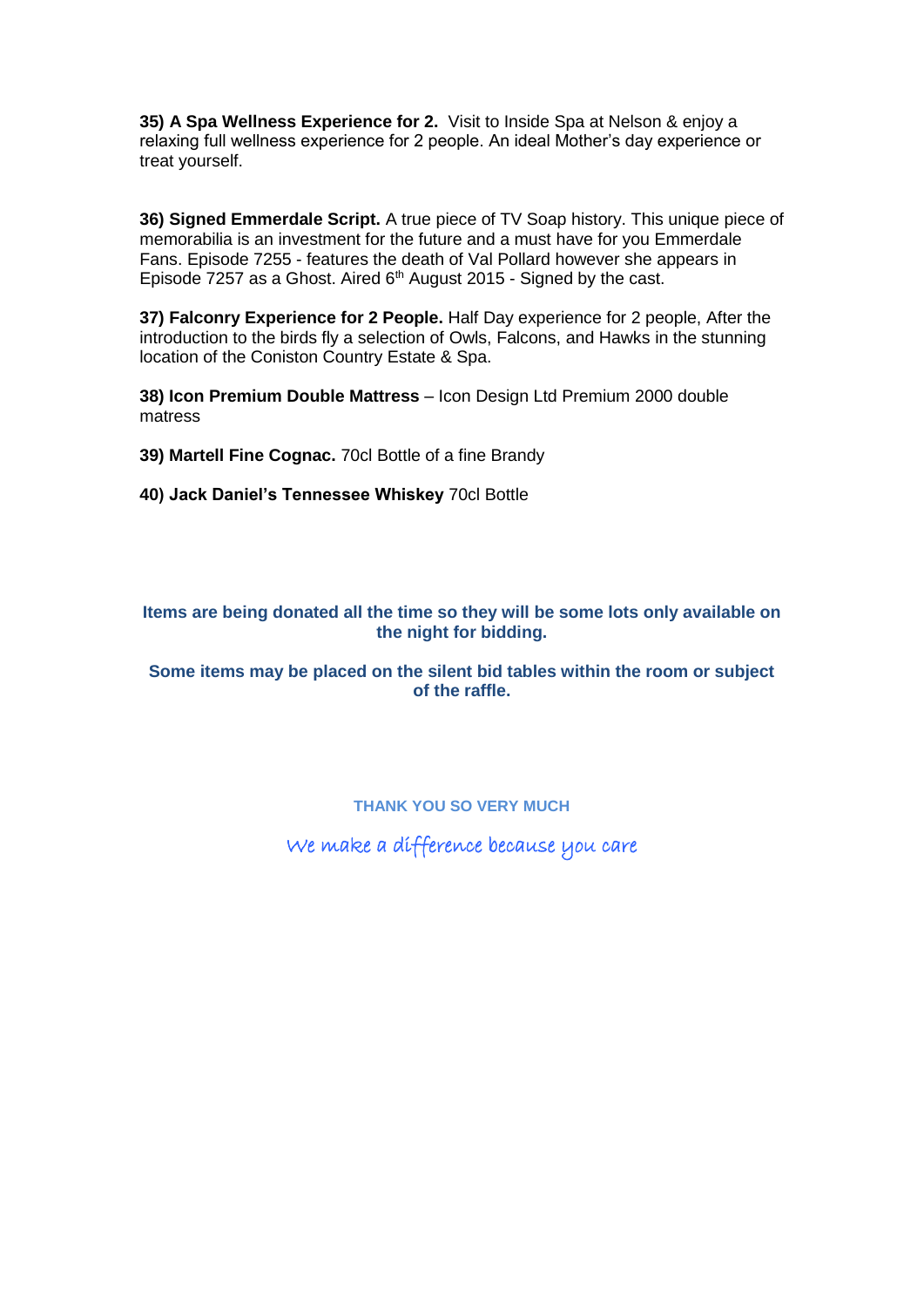**35) A Spa Wellness Experience for 2.** Visit to Inside Spa at Nelson & enjoy a relaxing full wellness experience for 2 people. An ideal Mother's day experience or treat yourself.

**36) Signed Emmerdale Script.** A true piece of TV Soap history. This unique piece of memorabilia is an investment for the future and a must have for you Emmerdale Fans. Episode 7255 - features the death of Val Pollard however she appears in Episode 7257 as a Ghost. Aired 6th August 2015 - Signed by the cast.

**37) Falconry Experience for 2 People.** Half Day experience for 2 people, After the introduction to the birds fly a selection of Owls, Falcons, and Hawks in the stunning location of the Coniston Country Estate & Spa.

**38) Icon Premium Double Mattress** – Icon Design Ltd Premium 2000 double matress

**39) Martell Fine Cognac.** 70cl Bottle of a fine Brandy

**40) Jack Daniel's Tennessee Whiskey** 70cl Bottle

**Items are being donated all the time so they will be some lots only available on the night for bidding.**

**Some items may be placed on the silent bid tables within the room or subject of the raffle.**

**THANK YOU SO VERY MUCH**

*We make a difference because you care*